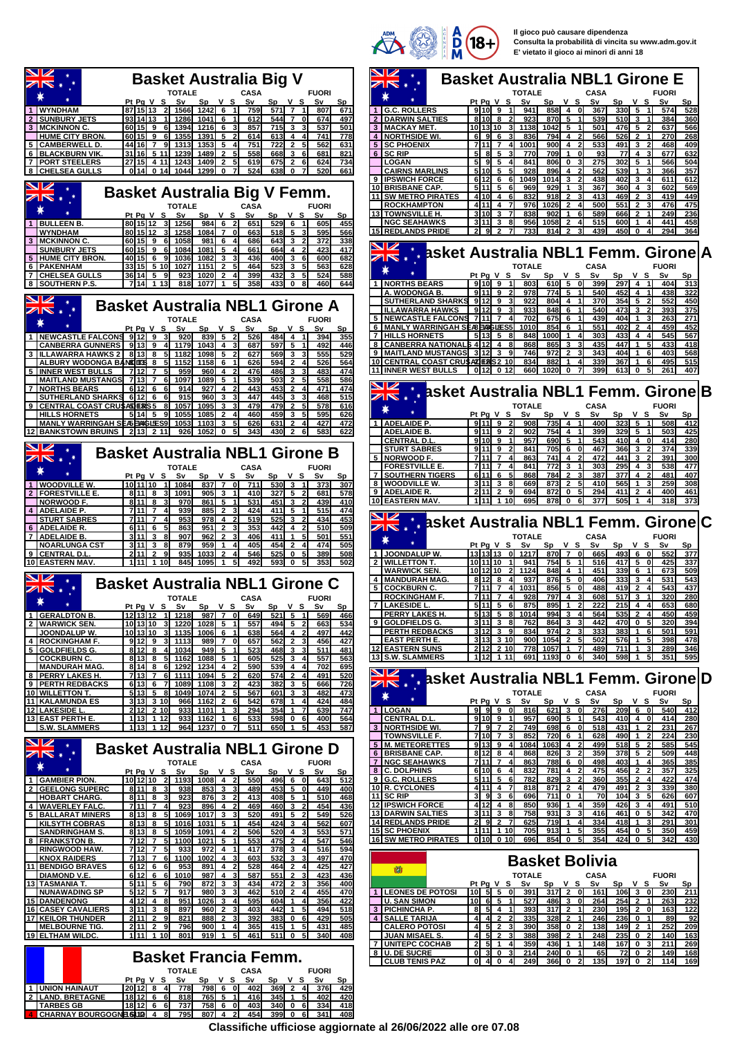Il gioco può causare dipendenza
Consulta la probabilità di vincita su www.adm.gov.it
E' vietato il gioco ai minori di 18 anni

## Basket Australia Big V

| | | TOTALE | | | | | | CASA | | | | FUORI | | | |
|---|---|---|---|---|---|---|---|---|---|---|---|---|---|---|---|
| | | Pt | Pg | V | S | Sv | Sp | V | S | Sv | Sp | V | S | Sv | Sp |
| 1 | WYNDHAM | 87 | 15 | 13 | 2 | 1566 | 1242 | 6 | 1 | 759 | 571 | 7 | 1 | 807 | 671 |
| 2 | SUNBURY JETS | 93 | 14 | 13 | 1 | 1286 | 1041 | 6 | 1 | 612 | 544 | 7 | 0 | 674 | 497 |
| 3 | MCKINNON C. | 60 | 15 | 9 | 6 | 1394 | 1216 | 6 | 3 | 857 | 715 | 3 | 3 | 537 | 501 |
| | HUME CITY BRON. | 60 | 15 | 9 | 6 | 1355 | 1391 | 5 | 2 | 614 | 613 | 4 | 4 | 741 | 778 |
| 5 | CAMBERWELL D. | 44 | 16 | 7 | 9 | 1313 | 1353 | 5 | 4 | 751 | 722 | 2 | 5 | 562 | 631 |
| 6 | BLACKBURN VIK. | 31 | 16 | 5 | 11 | 1239 | 1489 | 2 | 5 | 558 | 668 | 3 | 6 | 681 | 821 |
| 7 | PORT STEELERS | 27 | 15 | 4 | 11 | 1243 | 1409 | 2 | 5 | 619 | 675 | 2 | 6 | 624 | 734 |
| 8 | CHELSEA GULLS | 0 | 14 | 0 | 14 | 1044 | 1299 | 0 | 7 | 524 | 638 | 0 | 7 | 520 | 661 |

## Basket Australia Big V Femm.

| | | TOTALE | | | | | | CASA | | | | FUORI | | | |
|---|---|---|---|---|---|---|---|---|---|---|---|---|---|---|---|
| | | Pt | Pg | V | S | Sv | Sp | V | S | Sv | Sp | V | S | Sv | Sp |
| 1 | BULLEEN B. | 80 | 15 | 12 | 3 | 1256 | 984 | 6 | 2 | 651 | 529 | 6 | 1 | 605 | 455 |
| | WYNDHAM | 80 | 15 | 12 | 3 | 1258 | 1084 | 7 | 0 | 663 | 518 | 5 | 3 | 595 | 566 |
| 3 | MCKINNON C. | 60 | 15 | 9 | 6 | 1058 | 981 | 6 | 4 | 686 | 643 | 3 | 2 | 372 | 338 |
| | SUNBURY JETS | 60 | 15 | 9 | 6 | 1084 | 1081 | 5 | 4 | 661 | 664 | 4 | 2 | 423 | 417 |
| 5 | HUME CITY BRON. | 40 | 15 | 6 | 9 | 1036 | 1082 | 3 | 3 | 436 | 400 | 3 | 6 | 600 | 682 |
| 6 | PAKENHAM | 33 | 15 | 5 | 10 | 1027 | 1151 | 2 | 5 | 464 | 523 | 3 | 5 | 563 | 628 |
| 7 | CHELSEA GULLS | 36 | 14 | 5 | 9 | 923 | 1020 | 2 | 4 | 399 | 432 | 3 | 5 | 524 | 588 |
| 8 | SOUTHERN P.S. | 7 | 14 | 1 | 13 | 818 | 1077 | 1 | 5 | 358 | 433 | 0 | 8 | 460 | 644 |

## Basket Australia NBL1 Girone A

| | | TOTALE | | | | | | CASA | | | | FUORI | | | |
|---|---|---|---|---|---|---|---|---|---|---|---|---|---|---|---|
| | | Pt | Pg | V | S | Sv | Sp | V | S | Sv | Sp | V | S | Sv | Sp |
| 1 | NEWCASTLE FALCONS | 9 | 12 | 9 | 3 | 920 | 839 | 5 | 2 | 526 | 484 | 4 | 1 | 394 | 355 |
| | CANBERRA GUNNERS | 9 | 13 | 9 | 4 | 1179 | 1043 | 4 | 3 | 687 | 597 | 5 | 1 | 492 | 446 |
| 3 | ILLAWARRA HAWKS 2 | 8 | 13 | 8 | 5 | 1182 | 1098 | 5 | 2 | 627 | 569 | 3 | 3 | 555 | 529 |
| | ALBURY WODONGA BANDITS | 8 | 13 | 8 | 5 | 1152 | 1158 | 6 | 1 | 626 | 594 | 2 | 4 | 526 | 564 |
| 5 | INNER WEST BULLS | 7 | 12 | 7 | 5 | 959 | 960 | 4 | 2 | 476 | 486 | 3 | 3 | 483 | 474 |
| | MAITLAND MUSTANGS | 7 | 13 | 7 | 6 | 1097 | 1089 | 5 | 1 | 539 | 503 | 2 | 5 | 558 | 586 |
| 7 | NORTHS BEARS | 6 | 12 | 6 | 6 | 914 | 927 | 4 | 2 | 443 | 453 | 2 | 4 | 471 | 474 |
| | SUTHERLAND SHARKS | 6 | 12 | 6 | 6 | 915 | 960 | 3 | 3 | 447 | 445 | 3 | 3 | 468 | 515 |
| 9 | CENTRAL COAST CRUSADERS | 5 | 13 | 5 | 8 | 1057 | 1095 | 3 | 3 | 479 | 479 | 2 | 5 | 578 | 616 |
| | HILLS HORNETS | 5 | 14 | 5 | 9 | 1053 | 1085 | 2 | 4 | 460 | 459 | 3 | 5 | 595 | 626 |
| | MANLY WARRINGAH SEA EAGLES | 5 | 14 | 5 | 9 | 1053 | 1103 | 3 | 5 | 626 | 631 | 2 | 4 | 427 | 472 |
| 12 | BANKSTOWN BRUINS | 2 | 13 | 2 | 11 | 926 | 1052 | 0 | 5 | 343 | 430 | 2 | 6 | 583 | 622 |

## Basket Australia NBL1 Girone B

| | | TOTALE | | | | | | CASA | | | | FUORI | | | |
|---|---|---|---|---|---|---|---|---|---|---|---|---|---|---|---|
| | | Pt | Pg | V | S | Sv | Sp | V | S | Sv | Sp | V | S | Sv | Sp |
| 1 | WOODVILLE W. | 10 | 11 | 10 | 1 | 1084 | 837 | 7 | 0 | 711 | 530 | 3 | 1 | 373 | 307 |
| 2 | FORESTVILLE E. | 8 | 11 | 8 | 3 | 1091 | 905 | 3 | 1 | 410 | 327 | 5 | 2 | 681 | 578 |
| | NORWOOD F. | 8 | 11 | 8 | 3 | 970 | 861 | 5 | 1 | 531 | 451 | 3 | 2 | 439 | 410 |
| 4 | ADELAIDE P. | 7 | 11 | 7 | 4 | 939 | 885 | 2 | 3 | 424 | 411 | 5 | 1 | 515 | 474 |
| | STURT SABRES | 7 | 11 | 7 | 4 | 953 | 978 | 4 | 2 | 519 | 525 | 3 | 2 | 434 | 453 |
| 6 | ADELAIDE R. | 6 | 11 | 6 | 5 | 863 | 951 | 2 | 3 | 353 | 442 | 4 | 2 | 510 | 509 |
| 7 | ADELAIDE B. | 3 | 11 | 3 | 8 | 907 | 962 | 2 | 3 | 406 | 411 | 1 | 5 | 501 | 551 |
| | NOARLUNGA CST | 3 | 11 | 3 | 8 | 879 | 959 | 1 | 4 | 405 | 454 | 2 | 4 | 474 | 505 |
| 9 | CENTRAL D.L. | 2 | 11 | 2 | 9 | 935 | 1033 | 2 | 4 | 546 | 525 | 0 | 5 | 389 | 508 |
| 10 | EASTERN MAV. | 1 | 11 | 1 | 10 | 845 | 1095 | 1 | 5 | 492 | 593 | 0 | 5 | 353 | 502 |

## Basket Australia NBL1 Girone C

| | | TOTALE | | | | | | CASA | | | | FUORI | | | |
|---|---|---|---|---|---|---|---|---|---|---|---|---|---|---|---|
| | | Pt | Pg | V | S | Sv | Sp | V | S | Sv | Sp | V | S | Sv | Sp |
| 1 | GERALDTON B. | 12 | 13 | 12 | 1 | 1218 | 987 | 7 | 0 | 649 | 521 | 5 | 1 | 569 | 466 |
| 2 | WARWICK SEN. | 10 | 13 | 10 | 3 | 1220 | 1028 | 5 | 1 | 557 | 494 | 5 | 2 | 663 | 534 |
| | JOONDALUP W. | 10 | 13 | 10 | 3 | 1135 | 1006 | 6 | 1 | 638 | 564 | 4 | 2 | 497 | 442 |
| 4 | ROCKINGHAM F. | 9 | 12 | 9 | 3 | 1113 | 989 | 7 | 0 | 657 | 562 | 2 | 3 | 456 | 427 |
| 5 | GOLDFIELDS G. | 8 | 12 | 8 | 4 | 1034 | 949 | 5 | 1 | 523 | 468 | 3 | 3 | 511 | 481 |
| | COCKBURN C. | 8 | 13 | 8 | 5 | 1162 | 1088 | 5 | 1 | 605 | 525 | 3 | 4 | 557 | 563 |
| | MANDURAH MAG. | 8 | 14 | 8 | 6 | 1292 | 1234 | 4 | 2 | 590 | 539 | 4 | 4 | 702 | 695 |
| 8 | PERRY LAKES H. | 7 | 13 | 7 | 6 | 1111 | 1094 | 5 | 2 | 620 | 574 | 2 | 4 | 491 | 520 |
| | PERTH REDBACKS | 6 | 13 | 6 | 7 | 1089 | 1108 | 3 | 2 | 423 | 382 | 3 | 5 | 666 | 726 |
| 10 | WILLETTON T. | 5 | 13 | 5 | 8 | 1049 | 1074 | 2 | 5 | 567 | 601 | 3 | 3 | 482 | 473 |
| 11 | KALAMUNDA ES | 3 | 13 | 3 | 10 | 966 | 1162 | 2 | 6 | 542 | 678 | 1 | 4 | 424 | 484 |
| 12 | LAKESIDE L. | 2 | 12 | 2 | 10 | 933 | 1101 | 1 | 3 | 294 | 354 | 1 | 7 | 639 | 747 |
| 13 | EAST PERTH E. | 1 | 13 | 1 | 12 | 933 | 1162 | 1 | 6 | 533 | 598 | 0 | 6 | 400 | 564 |
| | S.W. SLAMMERS | 1 | 13 | 1 | 12 | 964 | 1237 | 0 | 7 | 511 | 650 | 1 | 5 | 453 | 587 |

## Basket Australia NBL1 Girone D

| | | TOTALE | | | | | | CASA | | | | FUORI | | | |
|---|---|---|---|---|---|---|---|---|---|---|---|---|---|---|---|
| | | Pt | Pg | V | S | Sv | Sp | V | S | Sv | Sp | V | S | Sv | Sp |
| 1 | GAMBIER PION. | 10 | 12 | 10 | 2 | 1193 | 1008 | 4 | 2 | 550 | 496 | 6 | 0 | 643 | 512 |
| 2 | GEELONG SUPERC | 8 | 11 | 8 | 3 | 938 | 853 | 3 | 3 | 489 | 453 | 5 | 0 | 449 | 400 |
| | HOBART CHARG. | 8 | 11 | 8 | 3 | 923 | 876 | 3 | 2 | 413 | 408 | 5 | 1 | 510 | 468 |
| 4 | WAVERLEY FALC. | 7 | 11 | 7 | 4 | 923 | 896 | 4 | 2 | 469 | 460 | 3 | 2 | 454 | 436 |
| 5 | BALLARAT MINERS | 8 | 13 | 8 | 5 | 1069 | 1017 | 3 | 3 | 520 | 491 | 5 | 2 | 549 | 526 |
| | KILSYTH COBRAS | 8 | 13 | 8 | 5 | 1016 | 1031 | 5 | 1 | 454 | 424 | 3 | 4 | 562 | 607 |
| | SANDRINGHAM S. | 8 | 13 | 8 | 5 | 1059 | 1091 | 4 | 2 | 506 | 520 | 4 | 3 | 553 | 571 |
| 8 | FRANKSTON B. | 7 | 12 | 7 | 5 | 1100 | 1021 | 5 | 1 | 553 | 475 | 2 | 4 | 547 | 546 |
| | RINGWOOD HAW. | 7 | 12 | 7 | 5 | 933 | 972 | 4 | 1 | 417 | 378 | 3 | 4 | 516 | 594 |
| | KNOX RAIDERS | 7 | 13 | 7 | 6 | 1100 | 1002 | 4 | 3 | 603 | 532 | 3 | 3 | 497 | 470 |
| 11 | BENDIGO BRAVES | 6 | 12 | 6 | 6 | 953 | 891 | 4 | 2 | 528 | 464 | 2 | 4 | 425 | 427 |
| | DIAMOND V.E. | 6 | 12 | 6 | 6 | 1010 | 987 | 4 | 3 | 587 | 551 | 2 | 3 | 423 | 436 |
| 13 | TASMANIA T. | 5 | 11 | 5 | 6 | 790 | 872 | 3 | 3 | 434 | 472 | 2 | 3 | 356 | 400 |
| | NUNAWADING SP | 5 | 12 | 5 | 7 | 917 | 980 | 3 | 3 | 462 | 510 | 2 | 4 | 455 | 470 |
| 15 | DANDENONG | 4 | 12 | 4 | 8 | 951 | 1026 | 3 | 4 | 595 | 604 | 1 | 4 | 356 | 422 |
| 16 | CASEY CAVALIERS | 3 | 11 | 3 | 8 | 897 | 960 | 2 | 3 | 403 | 442 | 1 | 5 | 494 | 518 |
| 17 | KEILOR THUNDER | 2 | 11 | 2 | 9 | 821 | 888 | 2 | 3 | 392 | 383 | 0 | 6 | 429 | 505 |
| | MELBOURNE TIG. | 2 | 11 | 2 | 9 | 796 | 900 | 1 | 4 | 365 | 415 | 1 | 5 | 431 | 485 |
| 19 | ELTHAM WILDC. | 1 | 11 | 1 | 10 | 801 | 919 | 1 | 5 | 461 | 511 | 0 | 5 | 340 | 408 |

## Basket Francia Femm.

| | | TOTALE | | | | | | CASA | | | | FUORI | | | |
|---|---|---|---|---|---|---|---|---|---|---|---|---|---|---|---|
| | | Pt | Pg | V | S | Sv | Sp | V | S | Sv | Sp | V | S | Sv | Sp |
| 1 | UNION HAINAUT | 20 | 12 | 8 | 4 | 778 | 798 | 6 | 0 | 402 | 369 | 2 | 4 | 376 | 429 |
| 2 | LAND. BRETAGNE | 18 | 12 | 6 | 6 | 818 | 765 | 5 | 1 | 416 | 345 | 1 | 5 | 402 | 420 |
| | TARBES GB | 18 | 12 | 6 | 6 | 737 | 758 | 6 | 0 | 403 | 340 | 0 | 6 | 334 | 418 |
| 4 | CHARNAY BOURGOGNE | 16 | 12 | 4 | 8 | 795 | 807 | 4 | 2 | 454 | 399 | 0 | 6 | 341 | 408 |

## Basket Australia NBL1 Girone E

| | | TOTALE | | | | | | CASA | | | | FUORI | | | |
|---|---|---|---|---|---|---|---|---|---|---|---|---|---|---|---|
| | | Pt | Pg | V | S | Sv | Sp | V | S | Sv | Sp | V | S | Sv | Sp |
| 1 | G.C. ROLLERS | 9 | 10 | 9 | 1 | 941 | 858 | 4 | 0 | 367 | 330 | 5 | 1 | 574 | 528 |
| 2 | DARWIN SALTIES | 8 | 10 | 8 | 2 | 923 | 870 | 5 | 1 | 539 | 510 | 3 | 1 | 384 | 360 |
| 3 | MACKAY MET. | 10 | 13 | 10 | 3 | 1138 | 1042 | 5 | 1 | 501 | 476 | 5 | 2 | 637 | 566 |
| 4 | NORTHSIDE WI. | 6 | 9 | 6 | 3 | 836 | 794 | 4 | 2 | 566 | 526 | 2 | 1 | 270 | 268 |
| 5 | SC PHOENIX | 7 | 11 | 7 | 4 | 1001 | 900 | 4 | 2 | 533 | 491 | 3 | 2 | 468 | 409 |
| 6 | SC RIP | 5 | 8 | 5 | 3 | 770 | 709 | 1 | 0 | 93 | 77 | 4 | 3 | 677 | 632 |
| | LOGAN | 5 | 9 | 5 | 4 | 841 | 806 | 0 | 3 | 275 | 302 | 5 | 1 | 566 | 504 |
| | CAIRNS MARLINS | 5 | 10 | 5 | 5 | 928 | 896 | 4 | 2 | 562 | 539 | 1 | 3 | 366 | 357 |
| 9 | IPSWICH FORCE | 6 | 12 | 6 | 6 | 1049 | 1014 | 3 | 2 | 438 | 402 | 3 | 4 | 611 | 612 |
| 10 | BRISBANE CAP. | 5 | 11 | 5 | 6 | 969 | 929 | 1 | 3 | 367 | 360 | 4 | 3 | 602 | 569 |
| 11 | SW METRO PIRATES | 4 | 10 | 4 | 6 | 832 | 918 | 2 | 3 | 413 | 469 | 2 | 3 | 419 | 449 |
| | ROCKHAMPTON | 4 | 11 | 4 | 7 | 976 | 1026 | 2 | 4 | 500 | 551 | 2 | 3 | 476 | 475 |
| 13 | TOWNSVILLE H. | 3 | 10 | 3 | 7 | 838 | 902 | 1 | 6 | 589 | 666 | 2 | 1 | 249 | 236 |
| | NGC SEAHAWKS | 3 | 11 | 3 | 8 | 956 | 1058 | 2 | 4 | 515 | 600 | 1 | 4 | 441 | 458 |
| 15 | REDLANDS PRIDE | 2 | 9 | 2 | 7 | 733 | 814 | 2 | 3 | 439 | 450 | 0 | 4 | 294 | 364 |

## Basket Australia NBL1 Femm. Girone A

| | | TOTALE | | | | | | CASA | | | | FUORI | | | |
|---|---|---|---|---|---|---|---|---|---|---|---|---|---|---|---|
| | | Pt | Pg | V | S | Sv | Sp | V | S | Sv | Sp | V | S | Sv | Sp |
| 1 | NORTHS BEARS | 9 | 10 | 9 | 1 | 803 | 610 | 5 | 0 | 399 | 297 | 4 | 1 | 404 | 313 |
| | A. WODONGA B. | 9 | 11 | 9 | 2 | 978 | 774 | 5 | 1 | 540 | 452 | 4 | 1 | 438 | 322 |
| | SUTHERLAND SHARKS | 9 | 12 | 9 | 3 | 922 | 804 | 4 | 1 | 370 | 354 | 5 | 2 | 552 | 450 |
| | ILLAWARRA HAWKS | 9 | 12 | 9 | 3 | 933 | 848 | 6 | 1 | 540 | 473 | 3 | 2 | 393 | 375 |
| 5 | NEWCASTLE FALCONS | 7 | 11 | 7 | 4 | 702 | 675 | 6 | 1 | 439 | 404 | 1 | 3 | 263 | 271 |
| 6 | MANLY WARRINGAH SEA EAGLES | 5 | 10 | 5 | 5 | 1010 | 854 | 6 | 1 | 551 | 402 | 2 | 4 | 459 | 452 |
| 7 | HILLS HORNETS | 5 | 13 | 5 | 8 | 848 | 1000 | 1 | 4 | 303 | 433 | 4 | 4 | 545 | 567 |
| 8 | CANBERRA NATIONALS | 4 | 12 | 4 | 8 | 868 | 865 | 3 | 3 | 435 | 447 | 1 | 5 | 433 | 418 |
| 9 | MAITLAND MUSTANGS | 3 | 12 | 3 | 9 | 746 | 972 | 2 | 3 | 343 | 404 | 1 | 6 | 403 | 568 |
| 10 | CENTRAL COAST CRUSADERS | 2 | 12 | 2 | 10 | 834 | 882 | 1 | 4 | 339 | 367 | 1 | 6 | 495 | 515 |
| 11 | INNER WEST BULLS | 0 | 12 | 0 | 12 | 660 | 1020 | 0 | 7 | 399 | 613 | 0 | 5 | 261 | 407 |

## Basket Australia NBL1 Femm. Girone B

| | | TOTALE | | | | | | CASA | | | | FUORI | | | |
|---|---|---|---|---|---|---|---|---|---|---|---|---|---|---|---|
| | | Pt | Pg | V | S | Sv | Sp | V | S | Sv | Sp | V | S | Sv | Sp |
| 1 | ADELAIDE P. | 9 | 11 | 9 | 2 | 908 | 735 | 4 | 1 | 400 | 323 | 5 | 1 | 508 | 412 |
| | ADELAIDE B. | 9 | 11 | 9 | 2 | 902 | 754 | 4 | 1 | 399 | 329 | 5 | 1 | 503 | 425 |
| | CENTRAL D.L. | 9 | 10 | 9 | 1 | 957 | 690 | 5 | 1 | 543 | 410 | 4 | 0 | 414 | 280 |
| | STURT SABRES | 9 | 11 | 9 | 2 | 841 | 705 | 6 | 0 | 467 | 366 | 3 | 2 | 374 | 339 |
| 5 | NORWOOD F. | 7 | 11 | 7 | 4 | 863 | 741 | 4 | 2 | 472 | 441 | 3 | 2 | 391 | 300 |
| | FORESTVILLE E. | 7 | 11 | 7 | 4 | 841 | 772 | 3 | 1 | 303 | 295 | 4 | 3 | 538 | 477 |
| 7 | SOUTHERN TIGERS | 6 | 11 | 6 | 5 | 868 | 784 | 2 | 3 | 387 | 377 | 4 | 2 | 481 | 407 |
| 8 | WOODVILLE W. | 3 | 11 | 3 | 8 | 669 | 873 | 2 | 5 | 410 | 565 | 1 | 3 | 259 | 308 |
| 9 | ADELAIDE R. | 2 | 11 | 2 | 9 | 694 | 872 | 0 | 5 | 294 | 411 | 2 | 4 | 400 | 461 |
| 10 | EASTERN MAV. | 1 | 11 | 1 | 10 | 695 | 878 | 0 | 6 | 377 | 505 | 1 | 4 | 318 | 373 |

## Basket Australia NBL1 Femm. Girone C

| | | TOTALE | | | | | | CASA | | | | FUORI | | | |
|---|---|---|---|---|---|---|---|---|---|---|---|---|---|---|---|
| | | Pt | Pg | V | S | Sv | Sp | V | S | Sv | Sp | V | S | Sv | Sp |
| 1 | JOONDALUP W. | 13 | 13 | 13 | 0 | 1217 | 870 | 7 | 0 | 665 | 493 | 6 | 0 | 552 | 377 |
| 2 | WILLETTON T. | 10 | 11 | 10 | 1 | 941 | 754 | 5 | 1 | 516 | 417 | 5 | 0 | 425 | 337 |
| | WARWICK SEN. | 10 | 12 | 10 | 2 | 1124 | 848 | 4 | 1 | 451 | 339 | 6 | 1 | 673 | 509 |
| 4 | MANDURAH MAG. | 8 | 12 | 8 | 4 | 937 | 876 | 5 | 0 | 406 | 333 | 3 | 4 | 531 | 543 |
| 5 | COCKBURN C. | 7 | 11 | 7 | 4 | 1031 | 856 | 5 | 0 | 488 | 419 | 2 | 4 | 543 | 437 |
| | ROCKINGHAM F. | 7 | 11 | 7 | 4 | 928 | 797 | 4 | 3 | 608 | 517 | 3 | 1 | 320 | 280 |
| 7 | LAKESIDE L. | 5 | 11 | 5 | 6 | 875 | 895 | 1 | 2 | 222 | 215 | 4 | 4 | 653 | 680 |
| | PERRY LAKES H. | 5 | 13 | 5 | 8 | 1014 | 994 | 3 | 4 | 564 | 535 | 2 | 4 | 450 | 459 |
| 9 | GOLDFIELDS G. | 3 | 11 | 3 | 8 | 762 | 864 | 3 | 3 | 442 | 470 | 0 | 5 | 320 | 394 |
| | PERTH REDBACKS | 3 | 12 | 3 | 9 | 834 | 974 | 2 | 3 | 333 | 383 | 1 | 6 | 501 | 591 |
| | EAST PERTH E. | 3 | 13 | 3 | 10 | 900 | 974 | 2 | 5 | 502 | 576 | 1 | 5 | 398 | 478 |
| 12 | EASTERN SUNS | 2 | 12 | 2 | 10 | 778 | 1057 | 1 | 7 | 489 | 711 | 1 | 3 | 289 | 346 |
| 13 | S.W. SLAMMERS | 1 | 12 | 1 | 11 | 691 | 1193 | 0 | 6 | 340 | 598 | 1 | 5 | 351 | 595 |

## Basket Australia NBL1 Femm. Girone D

| | | TOTALE | | | | | | CASA | | | | FUORI | | | |
|---|---|---|---|---|---|---|---|---|---|---|---|---|---|---|---|
| | | Pt | Pg | V | S | Sv | Sp | V | S | Sv | Sp | V | S | Sv | Sp |
| 1 | LOGAN | 9 | 9 | 9 | 0 | 816 | 621 | 3 | 0 | 276 | 209 | 6 | 0 | 540 | 412 |
| | CENTRAL D.L. | 9 | 10 | 9 | 1 | 957 | 690 | 5 | 1 | 543 | 410 | 4 | 0 | 414 | 280 |
| 3 | NORTHSIDE WI. | 7 | 9 | 7 | 2 | 749 | 698 | 6 | 0 | 518 | 431 | 1 | 2 | 231 | 267 |
| | TOWNSVILLE F. | 7 | 10 | 7 | 3 | 852 | 720 | 6 | 1 | 628 | 490 | 1 | 2 | 224 | 230 |
| 5 | M. METEORETTES | 9 | 13 | 9 | 4 | 1084 | 1063 | 4 | 2 | 499 | 518 | 5 | 2 | 585 | 545 |
| 6 | BRISBANE CAP. | 8 | 12 | 8 | 4 | 868 | 826 | 3 | 2 | 359 | 378 | 5 | 2 | 509 | 448 |
| 7 | NGC SEAHAWKS | 7 | 11 | 7 | 4 | 863 | 788 | 6 | 0 | 498 | 403 | 1 | 4 | 365 | 385 |
| 8 | C. DOLPHINS | 6 | 10 | 6 | 4 | 832 | 781 | 4 | 2 | 475 | 456 | 2 | 2 | 357 | 325 |
| 9 | G.C. ROLLERS | 5 | 11 | 5 | 6 | 782 | 829 | 3 | 2 | 360 | 355 | 2 | 4 | 422 | 474 |
| 10 | R. CYCLONES | 4 | 11 | 4 | 7 | 818 | 871 | 2 | 4 | 479 | 491 | 2 | 3 | 339 | 380 |
| 11 | SC RIP | 3 | 9 | 3 | 6 | 696 | 711 | 0 | 1 | 70 | 104 | 3 | 5 | 626 | 607 |
| 12 | IPSWICH FORCE | 4 | 12 | 4 | 8 | 850 | 936 | 1 | 4 | 359 | 426 | 3 | 4 | 491 | 510 |
| 13 | DARWIN SALTIES | 3 | 11 | 3 | 8 | 758 | 931 | 3 | 3 | 416 | 461 | 0 | 5 | 342 | 470 |
| 14 | REDLANDS PRIDE | 2 | 9 | 2 | 7 | 625 | 719 | 1 | 4 | 334 | 418 | 1 | 3 | 291 | 301 |
| 15 | SC PHOENIX | 1 | 11 | 1 | 10 | 705 | 913 | 1 | 5 | 355 | 454 | 0 | 5 | 350 | 459 |
| 16 | SW METRO PIRATES | 0 | 10 | 0 | 10 | 696 | 854 | 0 | 5 | 354 | 424 | 0 | 5 | 342 | 430 |

## Basket Bolivia

| | | TOTALE | | | | | | CASA | | | | FUORI | | | |
|---|---|---|---|---|---|---|---|---|---|---|---|---|---|---|---|
| | | Pt | Pg | V | S | Sv | Sp | V | S | Sv | Sp | V | S | Sv | Sp |
| 1 | LEONES DE POTOSI | 10 | 5 | 5 | 0 | 391 | 317 | 2 | 0 | 161 | 106 | 3 | 0 | 230 | 211 |
| | U. SAN SIMON | 10 | 6 | 5 | 1 | 527 | 486 | 3 | 0 | 264 | 254 | 2 | 1 | 263 | 232 |
| 3 | PICHINCHA P. | 8 | 5 | 4 | 1 | 393 | 317 | 2 | 1 | 230 | 195 | 2 | 0 | 163 | 122 |
| 4 | SALLE TARIJA | 4 | 4 | 2 | 2 | 335 | 328 | 2 | 1 | 246 | 236 | 0 | 1 | 89 | 92 |
| | CALERO POTOSI | 4 | 5 | 2 | 3 | 390 | 358 | 0 | 2 | 138 | 149 | 2 | 1 | 252 | 209 |
| | JUAN MISAEL S. | 4 | 5 | 2 | 3 | 388 | 398 | 2 | 1 | 248 | 235 | 0 | 2 | 140 | 163 |
| 7 | UNITEPC COCHAB | 2 | 5 | 1 | 4 | 359 | 436 | 1 | 1 | 148 | 167 | 0 | 3 | 211 | 269 |
| 8 | U. DE SUCRE | 0 | 3 | 0 | 3 | 214 | 240 | 0 | 1 | 65 | 72 | 0 | 2 | 149 | 168 |
| | CLUB TENIS PAZ | 0 | 4 | 0 | 4 | 249 | 366 | 0 | 2 | 135 | 197 | 0 | 2 | 114 | 169 |

**Classifiche ufficiose aggiornate al 26/06/2022 alle ore 07.08**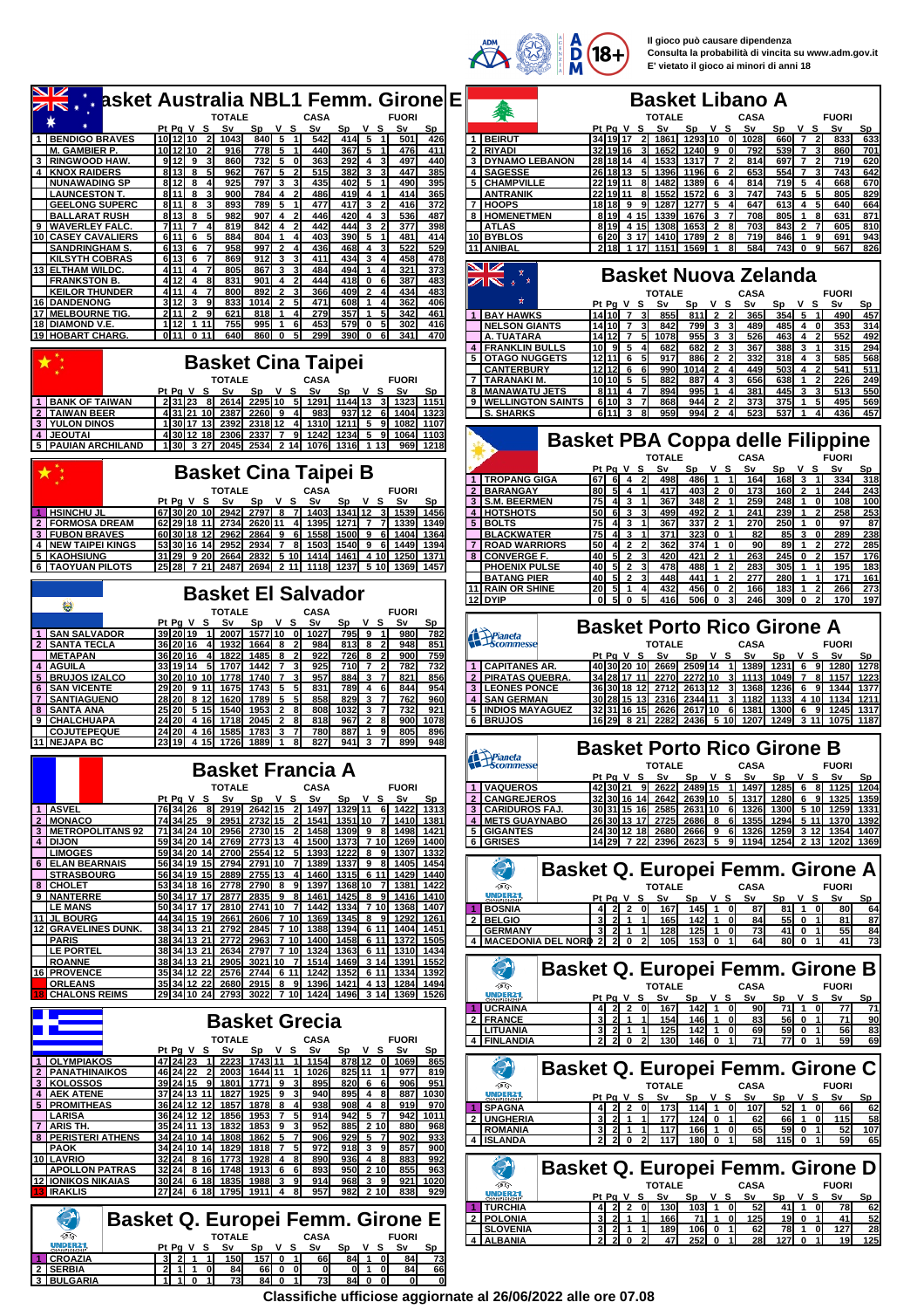Il gioco può causare dipendenza
Consulta la probabilità di vincita su www.adm.gov.it
E' vietato il gioco ai minori di 18 anni

## Basket Australia NBL1 Femm. Girone E

| | | Pt | Pg | V | S | Sv | Sp | V | S | Sv | Sp | V | S | Sv | Sp |
|---|---|---|---|---|---|---|---|---|---|---|---|---|---|---|---|
| | | | | TOTALE | | | | CASA | | | | FUORI | | | |
| 1 | BENDIGO BRAVES | 10 | 12 | 10 | 2 | 1043 | 840 | 5 | 1 | 542 | 414 | 5 | 1 | 501 | 426 |
| | M. GAMBIER P. | 10 | 12 | 10 | 2 | 916 | 778 | 5 | 1 | 440 | 367 | 5 | 1 | 476 | 411 |
| 3 | RINGWOOD HAW. | 9 | 12 | 9 | 3 | 860 | 732 | 5 | 0 | 363 | 292 | 4 | 3 | 497 | 440 |
| 4 | KNOX RAIDERS | 8 | 13 | 8 | 5 | 962 | 767 | 5 | 2 | 515 | 382 | 3 | 3 | 447 | 385 |
| | NUNAWADING SP | 8 | 12 | 8 | 4 | 925 | 797 | 3 | 3 | 435 | 402 | 5 | 1 | 490 | 395 |
| | LAUNCESTON T. | 8 | 11 | 8 | 3 | 900 | 784 | 4 | 2 | 486 | 419 | 4 | 1 | 414 | 365 |
| | GEELONG SUPERC | 8 | 11 | 8 | 3 | 893 | 789 | 5 | 1 | 477 | 417 | 3 | 2 | 416 | 372 |
| | BALLARAT RUSH | 8 | 13 | 8 | 5 | 982 | 907 | 4 | 2 | 446 | 420 | 4 | 3 | 536 | 487 |
| 9 | WAVERLEY FALC. | 7 | 11 | 7 | 4 | 819 | 842 | 4 | 2 | 442 | 444 | 3 | 2 | 377 | 398 |
| 10 | CASEY CAVALIERS | 6 | 11 | 6 | 5 | 884 | 804 | 1 | 4 | 403 | 390 | 5 | 1 | 481 | 414 |
| | SANDRINGHAM S. | 6 | 13 | 6 | 7 | 958 | 997 | 2 | 4 | 436 | 468 | 4 | 3 | 522 | 529 |
| | KILSYTH COBRAS | 6 | 13 | 6 | 7 | 869 | 912 | 3 | 3 | 411 | 434 | 3 | 4 | 458 | 478 |
| 13 | ELTHAM WILDC. | 4 | 11 | 4 | 7 | 805 | 867 | 3 | 3 | 484 | 494 | 1 | 4 | 321 | 373 |
| | FRANKSTON B. | 4 | 12 | 4 | 8 | 831 | 901 | 4 | 2 | 444 | 418 | 0 | 6 | 387 | 483 |
| | KEILOR THUNDER | 4 | 11 | 4 | 7 | 800 | 892 | 2 | 3 | 366 | 409 | 2 | 4 | 434 | 483 |
| 16 | DANDENONG | 3 | 12 | 3 | 9 | 833 | 1014 | 2 | 5 | 471 | 608 | 1 | 4 | 362 | 406 |
| 17 | MELBOURNE TIG. | 2 | 11 | 2 | 9 | 621 | 818 | 1 | 4 | 279 | 357 | 1 | 5 | 342 | 461 |
| 18 | DIAMOND V.E. | 1 | 12 | 1 | 11 | 755 | 995 | 1 | 6 | 453 | 579 | 0 | 5 | 302 | 416 |
| 19 | HOBART CHARG. | 0 | 11 | 0 | 11 | 640 | 860 | 0 | 5 | 299 | 390 | 0 | 6 | 341 | 470 |

## Basket Cina Taipei

| | | Pt | Pg | V | S | Sv | Sp | V | S | Sv | Sp | V | S | Sv | Sp |
|---|---|---|---|---|---|---|---|---|---|---|---|---|---|---|---|
| | | | | TOTALE | | | | CASA | | | | FUORI | | | |
| 1 | BANK OF TAIWAN | 2 | 31 | 23 | 8 | 2614 | 2295 | 10 | 5 | 1291 | 1144 | 13 | 3 | 1323 | 1151 |
| 2 | TAIWAN BEER | 4 | 31 | 21 | 10 | 2387 | 2260 | 9 | 4 | 983 | 937 | 12 | 6 | 1404 | 1323 |
| 3 | YULON DINOS | 1 | 30 | 17 | 13 | 2392 | 2318 | 12 | 4 | 1310 | 1211 | 5 | 9 | 1082 | 1107 |
| 4 | JEOUTAI | 4 | 30 | 12 | 18 | 2306 | 2337 | 7 | 9 | 1242 | 1234 | 5 | 9 | 1064 | 1103 |
| 5 | PAUIAN ARCHILAND | 1 | 30 | 3 | 27 | 2045 | 2534 | 2 | 14 | 1076 | 1316 | 1 | 13 | 969 | 1218 |

## Basket Cina Taipei B

| | | Pt | Pg | V | S | Sv | Sp | V | S | Sv | Sp | V | S | Sv | Sp |
|---|---|---|---|---|---|---|---|---|---|---|---|---|---|---|---|
| | | | | TOTALE | | | | CASA | | | | FUORI | | | |
| 1 | HSINCHU JL | 67 | 30 | 20 | 10 | 2942 | 2797 | 8 | 7 | 1403 | 1341 | 12 | 3 | 1539 | 1456 |
| 2 | FORMOSA DREAM | 62 | 29 | 18 | 11 | 2734 | 2620 | 11 | 4 | 1395 | 1271 | 7 | 7 | 1339 | 1349 |
| 3 | FUBON BRAVES | 60 | 30 | 18 | 12 | 2962 | 2864 | 9 | 6 | 1558 | 1500 | 9 | 6 | 1404 | 1364 |
| 4 | NEW TAIPEI KINGS | 53 | 30 | 16 | 14 | 2952 | 2934 | 7 | 8 | 1503 | 1540 | 9 | 6 | 1449 | 1394 |
| 5 | KAOHSIUNG | 31 | 29 | 9 | 20 | 2664 | 2832 | 5 | 10 | 1414 | 1461 | 4 | 10 | 1250 | 1371 |
| 6 | TAOYUAN PILOTS | 25 | 28 | 7 | 21 | 2487 | 2694 | 2 | 11 | 1118 | 1237 | 5 | 10 | 1369 | 1457 |

## Basket El Salvador

| | | Pt | Pg | V | S | Sv | Sp | V | S | Sv | Sp | V | S | Sv | Sp |
|---|---|---|---|---|---|---|---|---|---|---|---|---|---|---|---|
| | | | | TOTALE | | | | CASA | | | | FUORI | | | |
| 1 | SAN SALVADOR | 39 | 20 | 19 | 1 | 2007 | 1577 | 10 | 0 | 1027 | 795 | 9 | 1 | 980 | 782 |
| 2 | SANTA TECLA | 36 | 20 | 16 | 4 | 1932 | 1664 | 8 | 2 | 984 | 813 | 8 | 2 | 948 | 851 |
| | METAPAN | 36 | 20 | 16 | 4 | 1822 | 1485 | 8 | 2 | 922 | 726 | 8 | 2 | 900 | 759 |
| 4 | AGUILA | 33 | 19 | 14 | 5 | 1707 | 1442 | 7 | 3 | 925 | 710 | 7 | 2 | 782 | 732 |
| 5 | BRUJOS IZALCO | 30 | 20 | 10 | 10 | 1778 | 1740 | 7 | 3 | 957 | 884 | 3 | 7 | 821 | 856 |
| 6 | SAN VICENTE | 29 | 20 | 9 | 11 | 1675 | 1743 | 5 | 5 | 831 | 789 | 4 | 6 | 844 | 954 |
| 7 | SANTIAGUENO | 28 | 20 | 8 | 12 | 1620 | 1789 | 5 | 5 | 858 | 829 | 3 | 7 | 762 | 960 |
| 8 | SANTA ANA | 25 | 20 | 5 | 15 | 1540 | 1953 | 2 | 8 | 808 | 1032 | 3 | 7 | 732 | 921 |
| 9 | CHALCHUAPA | 24 | 20 | 4 | 16 | 1718 | 2045 | 2 | 8 | 818 | 967 | 2 | 8 | 900 | 1078 |
| | COJUTEPEQUE | 24 | 20 | 4 | 16 | 1585 | 1783 | 3 | 7 | 780 | 887 | 1 | 9 | 805 | 896 |
| 11 | NEJAPA BC | 23 | 19 | 4 | 15 | 1726 | 1889 | 1 | 8 | 827 | 941 | 3 | 7 | 899 | 948 |

## Basket Francia A

| | | Pt | Pg | V | S | Sv | Sp | V | S | Sv | Sp | V | S | Sv | Sp |
|---|---|---|---|---|---|---|---|---|---|---|---|---|---|---|---|
| | | | | TOTALE | | | | CASA | | | | FUORI | | | |
| 1 | ASVEL | 76 | 34 | 26 | 8 | 2919 | 2642 | 15 | 2 | 1497 | 1329 | 11 | 6 | 1422 | 1313 |
| 2 | MONACO | 74 | 34 | 25 | 9 | 2951 | 2732 | 15 | 2 | 1541 | 1351 | 10 | 7 | 1410 | 1381 |
| 3 | METROPOLITANS 92 | 71 | 34 | 24 | 10 | 2956 | 2730 | 15 | 2 | 1458 | 1309 | 9 | 8 | 1498 | 1421 |
| 4 | DIJON | 59 | 34 | 20 | 14 | 2769 | 2773 | 13 | 4 | 1500 | 1373 | 7 | 10 | 1269 | 1400 |
| | LIMOGES | 59 | 34 | 20 | 14 | 2700 | 2554 | 12 | 5 | 1393 | 1222 | 8 | 9 | 1307 | 1332 |
| 6 | ELAN BEARNAIS | 56 | 34 | 19 | 15 | 2794 | 2791 | 10 | 7 | 1389 | 1337 | 9 | 8 | 1405 | 1454 |
| | STRASBOURG | 56 | 34 | 19 | 15 | 2889 | 2755 | 13 | 4 | 1460 | 1315 | 6 | 11 | 1429 | 1440 |
| 8 | CHOLET | 53 | 34 | 18 | 16 | 2778 | 2790 | 8 | 9 | 1397 | 1368 | 10 | 7 | 1381 | 1422 |
| 9 | NANTERRE | 50 | 34 | 17 | 17 | 2877 | 2835 | 9 | 8 | 1461 | 1425 | 8 | 9 | 1416 | 1410 |
| | LE MANS | 50 | 34 | 17 | 17 | 2810 | 2741 | 10 | 7 | 1442 | 1334 | 7 | 10 | 1368 | 1407 |
| 11 | JL BOURG | 44 | 34 | 15 | 19 | 2661 | 2606 | 7 | 10 | 1369 | 1345 | 8 | 9 | 1292 | 1261 |
| 12 | GRAVELINES DUNK. | 38 | 34 | 13 | 21 | 2792 | 2845 | 7 | 10 | 1388 | 1394 | 6 | 11 | 1404 | 1451 |
| | PARIS | 38 | 34 | 13 | 21 | 2772 | 2963 | 7 | 10 | 1400 | 1458 | 6 | 11 | 1372 | 1505 |
| | LE PORTEL | 38 | 34 | 13 | 21 | 2634 | 2797 | 7 | 10 | 1324 | 1363 | 6 | 11 | 1310 | 1434 |
| | ROANNE | 38 | 34 | 13 | 21 | 2905 | 3021 | 10 | 7 | 1514 | 1469 | 3 | 14 | 1391 | 1552 |
| 16 | PROVENCE | 35 | 34 | 12 | 22 | 2576 | 2744 | 6 | 11 | 1242 | 1352 | 6 | 11 | 1334 | 1392 |
| | ORLEANS | 35 | 34 | 12 | 22 | 2680 | 2915 | 8 | 9 | 1396 | 1421 | 4 | 13 | 1284 | 1494 |
| 18 | CHALONS REIMS | 29 | 34 | 10 | 24 | 2793 | 3022 | 7 | 10 | 1424 | 1496 | 3 | 14 | 1369 | 1526 |

## Basket Grecia

| | | Pt | Pg | V | S | Sv | Sp | V | S | Sv | Sp | V | S | Sv | Sp |
|---|---|---|---|---|---|---|---|---|---|---|---|---|---|---|---|
| | | | | TOTALE | | | | CASA | | | | FUORI | | | |
| 1 | OLYMPIAKOS | 47 | 24 | 23 | 1 | 2223 | 1743 | 11 | 1 | 1154 | 878 | 12 | 0 | 1069 | 865 |
| 2 | PANATHINAIKOS | 46 | 24 | 22 | 2 | 2003 | 1644 | 11 | 1 | 1026 | 825 | 11 | 1 | 977 | 819 |
| 3 | KOLOSSOS | 39 | 24 | 15 | 9 | 1801 | 1771 | 9 | 3 | 895 | 820 | 6 | 6 | 906 | 951 |
| 4 | AEK ATENE | 37 | 24 | 13 | 11 | 1827 | 1925 | 9 | 3 | 940 | 895 | 4 | 8 | 887 | 1030 |
| 5 | PROMITHEAS | 36 | 24 | 12 | 12 | 1857 | 1878 | 8 | 4 | 938 | 908 | 4 | 8 | 919 | 970 |
| | LARISA | 36 | 24 | 12 | 12 | 1856 | 1953 | 7 | 5 | 914 | 942 | 5 | 7 | 942 | 1011 |
| 7 | ARIS TH. | 35 | 24 | 11 | 13 | 1832 | 1853 | 9 | 3 | 952 | 885 | 2 | 10 | 880 | 968 |
| 8 | PERISTERI ATHENS | 34 | 24 | 10 | 14 | 1808 | 1862 | 5 | 7 | 906 | 929 | 5 | 7 | 902 | 933 |
| | PAOK | 34 | 24 | 10 | 14 | 1829 | 1818 | 7 | 5 | 972 | 918 | 3 | 9 | 857 | 900 |
| 10 | LAVRIO | 32 | 24 | 8 | 16 | 1773 | 1928 | 4 | 8 | 890 | 936 | 4 | 8 | 883 | 992 |
| | APOLLON PATRAS | 32 | 24 | 8 | 16 | 1748 | 1913 | 6 | 6 | 893 | 950 | 2 | 10 | 855 | 963 |
| 12 | IONIKOS NIKAIAS | 30 | 24 | 6 | 18 | 1835 | 1988 | 3 | 9 | 914 | 968 | 3 | 9 | 921 | 1020 |
| 13 | IRAKLIS | 27 | 24 | 6 | 18 | 1795 | 1911 | 4 | 8 | 957 | 982 | 2 | 10 | 838 | 929 |

## Basket Q. Europei Femm. Girone E

| | | Pt | Pg | V | S | Sv | Sp | V | S | Sv | Sp | V | S | Sv | Sp |
|---|---|---|---|---|---|---|---|---|---|---|---|---|---|---|---|
| | | | | TOTALE | | | | CASA | | | | FUORI | | | |
| 1 | CROAZIA | 3 | 2 | 1 | 1 | 150 | 157 | 0 | 1 | 66 | 84 | 1 | 0 | 84 | 73 |
| 2 | SERBIA | 2 | 1 | 1 | 0 | 84 | 66 | 0 | 0 | 0 | 0 | 1 | 0 | 84 | 66 |
| 3 | BULGARIA | 1 | 1 | 0 | 1 | 73 | 84 | 0 | 1 | 73 | 84 | 0 | 0 | 0 | 0 |

## Basket Libano A

| | | Pt | Pg | V | S | Sv | Sp | V | S | Sv | Sp | V | S | Sv | Sp |
|---|---|---|---|---|---|---|---|---|---|---|---|---|---|---|---|
| | | | | TOTALE | | | | CASA | | | | FUORI | | | |
| 1 | BEIRUT | 34 | 19 | 17 | 2 | 1861 | 1293 | 10 | 0 | 1028 | 660 | 7 | 2 | 833 | 633 |
| 2 | RIYADI | 32 | 19 | 16 | 3 | 1652 | 1240 | 9 | 0 | 792 | 539 | 7 | 3 | 860 | 701 |
| 3 | DYNAMO LEBANON | 28 | 18 | 14 | 4 | 1533 | 1317 | 7 | 2 | 814 | 697 | 7 | 2 | 719 | 620 |
| 4 | SAGESSE | 26 | 18 | 13 | 5 | 1396 | 1196 | 6 | 2 | 653 | 554 | 7 | 3 | 743 | 642 |
| 5 | CHAMPVILLE | 22 | 19 | 11 | 8 | 1482 | 1389 | 6 | 4 | 814 | 719 | 5 | 4 | 668 | 670 |
| | ANTRANIK | 22 | 19 | 11 | 8 | 1552 | 1572 | 6 | 3 | 747 | 743 | 5 | 5 | 805 | 829 |
| 7 | HOOPS | 18 | 18 | 9 | 9 | 1287 | 1277 | 5 | 4 | 647 | 613 | 4 | 5 | 640 | 664 |
| 8 | HOMENETMEN | 8 | 19 | 4 | 15 | 1339 | 1676 | 3 | 7 | 708 | 805 | 1 | 8 | 631 | 871 |
| | ATLAS | 8 | 19 | 4 | 15 | 1308 | 1653 | 2 | 8 | 703 | 843 | 2 | 7 | 605 | 810 |
| 10 | BYBLOS | 6 | 20 | 3 | 17 | 1410 | 1789 | 2 | 8 | 719 | 846 | 1 | 9 | 691 | 943 |
| 11 | ANIBAL | 2 | 18 | 1 | 17 | 1151 | 1569 | 1 | 8 | 584 | 743 | 0 | 9 | 567 | 826 |

## Basket Nuova Zelanda

| | | Pt | Pg | V | S | Sv | Sp | V | S | Sv | Sp | V | S | Sv | Sp |
|---|---|---|---|---|---|---|---|---|---|---|---|---|---|---|---|
| | | | | TOTALE | | | | CASA | | | | FUORI | | | |
| 1 | BAY HAWKS | 14 | 10 | 7 | 3 | 855 | 811 | 2 | 2 | 365 | 354 | 5 | 1 | 490 | 457 |
| | NELSON GIANTS | 14 | 10 | 7 | 3 | 842 | 799 | 3 | 3 | 489 | 485 | 4 | 0 | 353 | 314 |
| | A. TUATARA | 14 | 12 | 7 | 5 | 1078 | 955 | 3 | 3 | 526 | 463 | 4 | 2 | 552 | 492 |
| 4 | FRANKLIN BULLS | 10 | 9 | 5 | 4 | 682 | 682 | 2 | 3 | 367 | 388 | 3 | 1 | 315 | 294 |
| 5 | OTAGO NUGGETS | 12 | 11 | 6 | 5 | 917 | 886 | 2 | 2 | 332 | 318 | 4 | 3 | 585 | 568 |
| | CANTERBURY | 12 | 12 | 6 | 6 | 990 | 1014 | 2 | 4 | 449 | 503 | 4 | 2 | 541 | 511 |
| 7 | TARANAKI M. | 10 | 10 | 5 | 5 | 882 | 887 | 4 | 3 | 656 | 638 | 1 | 2 | 226 | 249 |
| 8 | MANAWATU JETS | 8 | 11 | 4 | 7 | 894 | 995 | 1 | 4 | 381 | 445 | 3 | 3 | 513 | 550 |
| 9 | WELLINGTON SAINTS | 6 | 10 | 3 | 7 | 868 | 944 | 2 | 2 | 373 | 375 | 1 | 5 | 495 | 569 |
| | S. SHARKS | 6 | 11 | 3 | 8 | 959 | 994 | 2 | 4 | 523 | 537 | 1 | 4 | 436 | 457 |

## Basket PBA Coppa delle Filippine

| | | Pt | Pg | V | S | Sv | Sp | V | S | Sv | Sp | V | S | Sv | Sp |
|---|---|---|---|---|---|---|---|---|---|---|---|---|---|---|---|
| | | | | TOTALE | | | | CASA | | | | FUORI | | | |
| 1 | TROPANG GIGA | 67 | 6 | 4 | 2 | 498 | 486 | 1 | 1 | 164 | 168 | 3 | 1 | 334 | 318 |
| 2 | BARANGAY | 80 | 5 | 4 | 1 | 417 | 403 | 2 | 0 | 173 | 160 | 2 | 1 | 244 | 243 |
| 3 | S.M. BEERMEN | 75 | 4 | 3 | 1 | 367 | 348 | 2 | 1 | 259 | 248 | 1 | 0 | 108 | 100 |
| 4 | HOTSHOTS | 50 | 6 | 3 | 3 | 499 | 492 | 2 | 1 | 241 | 239 | 1 | 2 | 258 | 253 |
| 5 | BOLTS | 75 | 4 | 3 | 1 | 367 | 337 | 2 | 1 | 270 | 250 | 1 | 0 | 97 | 87 |
| | BLACKWATER | 75 | 4 | 3 | 1 | 371 | 323 | 0 | 1 | 82 | 85 | 3 | 0 | 289 | 238 |
| 7 | ROAD WARRIORS | 50 | 4 | 2 | 2 | 362 | 374 | 1 | 0 | 90 | 89 | 1 | 2 | 272 | 285 |
| 8 | CONVERGE F. | 40 | 5 | 2 | 3 | 420 | 421 | 2 | 1 | 263 | 245 | 0 | 2 | 157 | 176 |
| | PHOENIX PULSE | 40 | 5 | 2 | 3 | 478 | 488 | 1 | 2 | 283 | 305 | 1 | 1 | 195 | 183 |
| | BATANG PIER | 40 | 5 | 2 | 3 | 448 | 441 | 1 | 2 | 277 | 280 | 1 | 1 | 171 | 161 |
| 11 | RAIN OR SHINE | 20 | 5 | 1 | 4 | 432 | 456 | 0 | 2 | 166 | 183 | 1 | 2 | 266 | 273 |
| 12 | DYIP | 0 | 5 | 0 | 5 | 416 | 506 | 0 | 3 | 246 | 309 | 0 | 2 | 170 | 197 |

## Basket Porto Rico Girone A

| | | Pt | Pg | V | S | Sv | Sp | V | S | Sv | Sp | V | S | Sv | Sp |
|---|---|---|---|---|---|---|---|---|---|---|---|---|---|---|---|
| | | | | TOTALE | | | | CASA | | | | FUORI | | | |
| 1 | CAPITANES AR. | 40 | 30 | 20 | 10 | 2669 | 2509 | 14 | 1 | 1389 | 1231 | 6 | 9 | 1280 | 1278 |
| 2 | PIRATAS QUEBRA. | 34 | 28 | 17 | 11 | 2270 | 2272 | 10 | 3 | 1113 | 1049 | 7 | 8 | 1157 | 1223 |
| 3 | LEONES PONCE | 36 | 30 | 18 | 12 | 2712 | 2613 | 12 | 3 | 1368 | 1236 | 6 | 9 | 1344 | 1377 |
| 4 | SAN GERMAN | 30 | 28 | 15 | 13 | 2316 | 2344 | 11 | 3 | 1182 | 1133 | 4 | 10 | 1134 | 1211 |
| 5 | INDIOS MAYAGUEZ | 32 | 31 | 16 | 15 | 2626 | 2617 | 10 | 6 | 1381 | 1300 | 6 | 9 | 1245 | 1317 |
| 6 | BRUJOS | 16 | 29 | 8 | 21 | 2282 | 2436 | 5 | 10 | 1207 | 1249 | 3 | 11 | 1075 | 1187 |

## Basket Porto Rico Girone B

| | | Pt | Pg | V | S | Sv | Sp | V | S | Sv | Sp | V | S | Sv | Sp |
|---|---|---|---|---|---|---|---|---|---|---|---|---|---|---|---|
| | | | | TOTALE | | | | CASA | | | | FUORI | | | |
| 1 | VAQUEROS | 42 | 30 | 21 | 9 | 2622 | 2489 | 15 | 1 | 1497 | 1285 | 6 | 8 | 1125 | 1204 |
| 2 | CANGREJEROS | 32 | 30 | 16 | 14 | 2642 | 2639 | 10 | 5 | 1317 | 1280 | 6 | 9 | 1325 | 1359 |
| 3 | CARIDUROS FAJ. | 30 | 31 | 15 | 16 | 2585 | 2631 | 10 | 6 | 1326 | 1300 | 5 | 10 | 1259 | 1331 |
| 4 | METS GUAYNABO | 26 | 30 | 13 | 17 | 2725 | 2686 | 8 | 6 | 1355 | 1294 | 5 | 11 | 1370 | 1392 |
| 5 | GIGANTES | 24 | 30 | 12 | 18 | 2680 | 2666 | 9 | 6 | 1326 | 1259 | 3 | 12 | 1354 | 1407 |
| 6 | GRISES | 14 | 29 | 7 | 22 | 2396 | 2623 | 5 | 9 | 1194 | 1254 | 2 | 13 | 1202 | 1369 |

## Basket Q. Europei Femm. Girone A

| | | Pt | Pg | V | S | Sv | Sp | V | S | Sv | Sp | V | S | Sv | Sp |
|---|---|---|---|---|---|---|---|---|---|---|---|---|---|---|---|
| | | | | TOTALE | | | | CASA | | | | FUORI | | | |
| 1 | BOSNIA | 4 | 2 | 2 | 0 | 167 | 145 | 1 | 0 | 87 | 81 | 1 | 0 | 80 | 64 |
| 2 | BELGIO | 3 | 2 | 1 | 1 | 165 | 142 | 1 | 0 | 84 | 55 | 0 | 1 | 81 | 87 |
| | GERMANY | 3 | 2 | 1 | 1 | 128 | 125 | 1 | 0 | 73 | 41 | 0 | 1 | 55 | 84 |
| 4 | MACEDONIA DEL NORD | 2 | 2 | 0 | 2 | 105 | 153 | 0 | 1 | 64 | 80 | 0 | 1 | 41 | 73 |

## Basket Q. Europei Femm. Girone B

| | | Pt | Pg | V | S | Sv | Sp | V | S | Sv | Sp | V | S | Sv | Sp |
|---|---|---|---|---|---|---|---|---|---|---|---|---|---|---|---|
| | | | | TOTALE | | | | CASA | | | | FUORI | | | |
| 1 | UCRAINA | 4 | 2 | 2 | 0 | 167 | 142 | 1 | 0 | 90 | 71 | 1 | 0 | 77 | 71 |
| 2 | FRANCE | 3 | 2 | 1 | 1 | 154 | 146 | 1 | 0 | 83 | 56 | 0 | 1 | 71 | 90 |
| | LITUANIA | 3 | 2 | 1 | 1 | 125 | 142 | 1 | 0 | 69 | 59 | 0 | 1 | 56 | 83 |
| 4 | FINLANDIA | 2 | 2 | 0 | 2 | 130 | 146 | 0 | 1 | 71 | 77 | 0 | 1 | 59 | 69 |

## Basket Q. Europei Femm. Girone C

| | | Pt | Pg | V | S | Sv | Sp | V | S | Sv | Sp | V | S | Sv | Sp |
|---|---|---|---|---|---|---|---|---|---|---|---|---|---|---|---|
| | | | | TOTALE | | | | CASA | | | | FUORI | | | |
| 1 | SPAGNA | 4 | 2 | 2 | 0 | 173 | 114 | 1 | 0 | 107 | 52 | 1 | 0 | 66 | 62 |
| 2 | UNGHERIA | 3 | 2 | 1 | 1 | 177 | 124 | 0 | 1 | 62 | 66 | 1 | 0 | 115 | 58 |
| | ROMANIA | 3 | 2 | 1 | 1 | 117 | 166 | 1 | 0 | 65 | 59 | 0 | 1 | 52 | 107 |
| 4 | ISLANDA | 2 | 2 | 0 | 2 | 117 | 180 | 0 | 1 | 58 | 115 | 0 | 1 | 59 | 65 |

## Basket Q. Europei Femm. Girone D

| | | Pt | Pg | V | S | Sv | Sp | V | S | Sv | Sp | V | S | Sv | Sp |
|---|---|---|---|---|---|---|---|---|---|---|---|---|---|---|---|
| | | | | TOTALE | | | | CASA | | | | FUORI | | | |
| 1 | TURCHIA | 4 | 2 | 2 | 0 | 130 | 103 | 1 | 0 | 52 | 41 | 1 | 0 | 78 | 62 |
| 2 | POLONIA | 3 | 2 | 1 | 1 | 166 | 71 | 1 | 0 | 125 | 19 | 0 | 1 | 41 | 52 |
| | SLOVENIA | 3 | 2 | 1 | 1 | 189 | 106 | 0 | 1 | 62 | 78 | 1 | 0 | 127 | 28 |
| 4 | ALBANIA | 2 | 2 | 0 | 2 | 47 | 252 | 0 | 1 | 28 | 127 | 0 | 1 | 19 | 125 |

**Classifiche ufficiose aggiornate al 26/06/2022 alle ore 07.08**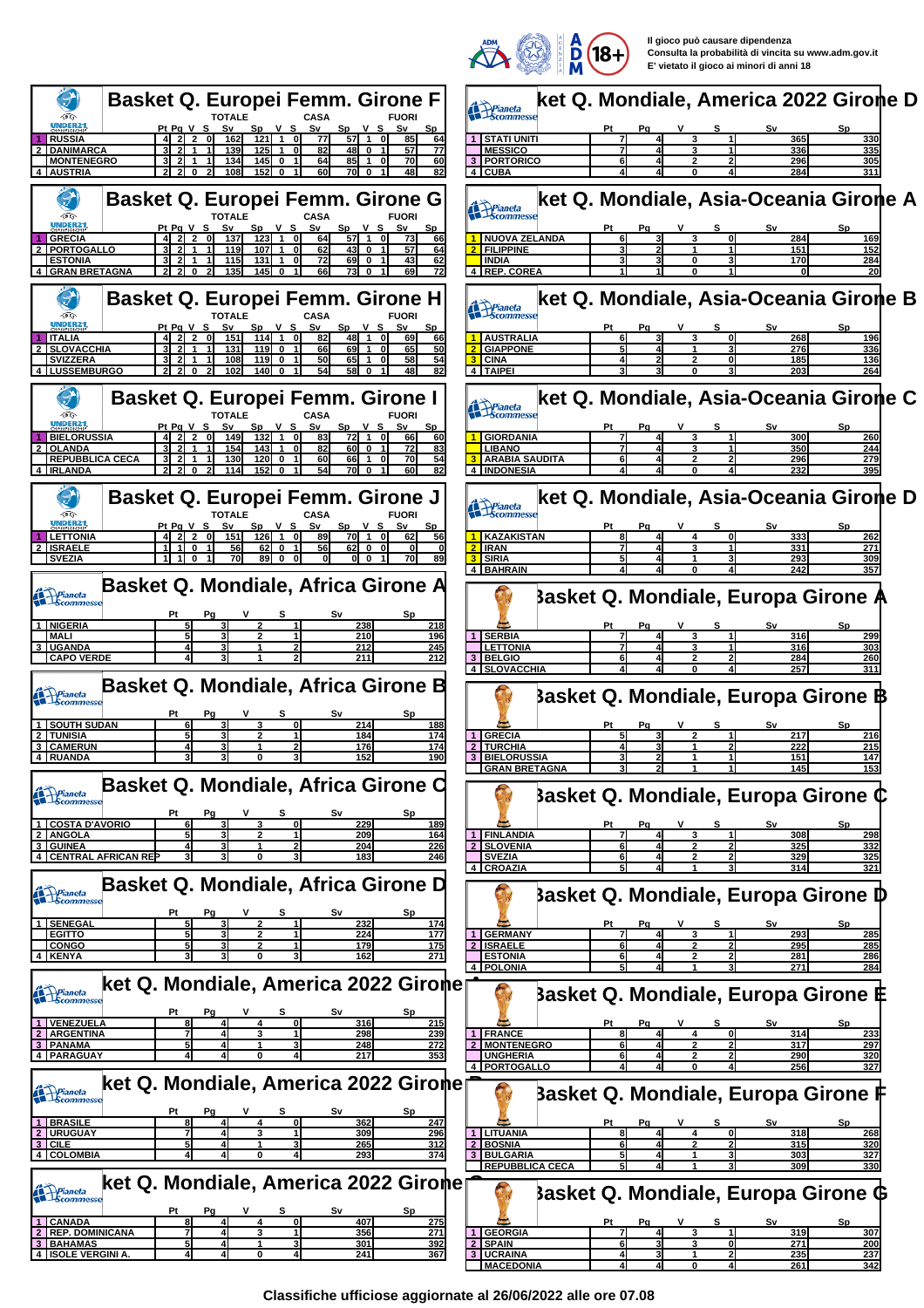Il gioco può causare dipendenza
Consulta la probabilità di vincita su www.adm.gov.it
E' vietato il gioco ai minori di anni 18

## Basket Q. Europei Femm. Girone F

| | | Pt | Pg | V | S | Sv | Sp | CASA V | CASA S | CASA Sv | CASA Sp | FUORI V | FUORI S | FUORI Sv | FUORI Sp |
|---|---|---|---|---|---|---|---|---|---|---|---|---|---|---|---|
| 1 | RUSSIA | 4 | 2 | 2 | 0 | 162 | 121 | 1 | 0 | 77 | 57 | 1 | 0 | 85 | 64 |
| 2 | DANIMARCA | 3 | 2 | 1 | 1 | 139 | 125 | 1 | 0 | 82 | 48 | 0 | 1 | 57 | 77 |
| | MONTENEGRO | 3 | 2 | 1 | 1 | 134 | 145 | 0 | 1 | 64 | 85 | 1 | 0 | 70 | 60 |
| 4 | AUSTRIA | 2 | 2 | 0 | 2 | 108 | 152 | 0 | 1 | 60 | 70 | 0 | 1 | 48 | 82 |

## Basket Q. Europei Femm. Girone G

| | | Pt | Pg | V | S | Sv | Sp | CASA V | CASA S | CASA Sv | CASA Sp | FUORI V | FUORI S | FUORI Sv | FUORI Sp |
|---|---|---|---|---|---|---|---|---|---|---|---|---|---|---|---|
| 1 | GRECIA | 4 | 2 | 2 | 0 | 137 | 123 | 1 | 0 | 64 | 57 | 1 | 0 | 73 | 66 |
| 2 | PORTOGALLO | 3 | 2 | 1 | 1 | 119 | 107 | 1 | 0 | 62 | 43 | 0 | 1 | 57 | 64 |
| | ESTONIA | 3 | 2 | 1 | 1 | 115 | 131 | 1 | 0 | 72 | 69 | 0 | 1 | 43 | 62 |
| 4 | GRAN BRETAGNA | 2 | 2 | 0 | 2 | 135 | 145 | 0 | 1 | 66 | 73 | 0 | 1 | 69 | 72 |

## Basket Q. Europei Femm. Girone H

| | | Pt | Pg | V | S | Sv | Sp | CASA V | CASA S | CASA Sv | CASA Sp | FUORI V | FUORI S | FUORI Sv | FUORI Sp |
|---|---|---|---|---|---|---|---|---|---|---|---|---|---|---|---|
| 1 | ITALIA | 4 | 2 | 2 | 0 | 151 | 114 | 1 | 0 | 82 | 48 | 1 | 0 | 69 | 66 |
| 2 | SLOVACCHIA | 3 | 2 | 1 | 1 | 131 | 119 | 0 | 1 | 66 | 69 | 1 | 0 | 65 | 50 |
| | SVIZZERA | 3 | 2 | 1 | 1 | 108 | 119 | 0 | 1 | 50 | 65 | 1 | 0 | 58 | 54 |
| 4 | LUSSEMBURGO | 2 | 2 | 0 | 2 | 102 | 140 | 0 | 1 | 54 | 58 | 0 | 1 | 48 | 82 |

## Basket Q. Europei Femm. Girone I

| | | Pt | Pg | V | S | Sv | Sp | CASA V | CASA S | CASA Sv | CASA Sp | FUORI V | FUORI S | FUORI Sv | FUORI Sp |
|---|---|---|---|---|---|---|---|---|---|---|---|---|---|---|---|
| 1 | BIELORUSSIA | 4 | 2 | 2 | 0 | 149 | 132 | 1 | 0 | 83 | 72 | 1 | 0 | 66 | 60 |
| 2 | OLANDA | 3 | 2 | 1 | 1 | 154 | 143 | 1 | 0 | 82 | 60 | 0 | 1 | 72 | 83 |
| | REPUBBLICA CECA | 3 | 2 | 1 | 1 | 130 | 120 | 0 | 1 | 60 | 66 | 1 | 0 | 70 | 54 |
| 4 | IRLANDA | 2 | 2 | 0 | 2 | 114 | 152 | 0 | 1 | 54 | 70 | 0 | 1 | 60 | 82 |

## Basket Q. Europei Femm. Girone J

| | | Pt | Pg | V | S | Sv | Sp | CASA V | CASA S | CASA Sv | CASA Sp | FUORI V | FUORI S | FUORI Sv | FUORI Sp |
|---|---|---|---|---|---|---|---|---|---|---|---|---|---|---|---|
| 1 | LETTONIA | 4 | 2 | 2 | 0 | 151 | 126 | 1 | 0 | 89 | 70 | 1 | 0 | 62 | 56 |
| 2 | ISRAELE | 1 | 1 | 0 | 1 | 56 | 62 | 0 | 1 | 56 | 62 | 0 | 0 | 0 | 0 |
| | SVEZIA | 1 | 1 | 0 | 1 | 70 | 89 | 0 | 0 | 0 | 0 | 0 | 1 | 70 | 89 |

## Basket Q. Mondiale, Africa Girone A

| | | Pt | Pg | V | S | Sv | Sp |
|---|---|---|---|---|---|---|---|
| 1 | NIGERIA | 5 | 3 | 2 | 1 | 238 | 218 |
| | MALI | 5 | 3 | 2 | 1 | 210 | 196 |
| 3 | UGANDA | 4 | 3 | 1 | 2 | 212 | 245 |
| | CAPO VERDE | 4 | 3 | 1 | 2 | 211 | 212 |

## Basket Q. Mondiale, Africa Girone B

| | | Pt | Pg | V | S | Sv | Sp |
|---|---|---|---|---|---|---|---|
| 1 | SOUTH SUDAN | 6 | 3 | 3 | 0 | 214 | 188 |
| 2 | TUNISIA | 5 | 3 | 2 | 1 | 184 | 174 |
| 3 | CAMERUN | 4 | 3 | 1 | 2 | 176 | 174 |
| 4 | RUANDA | 3 | 3 | 0 | 3 | 152 | 190 |

## Basket Q. Mondiale, Africa Girone C

| | | Pt | Pg | V | S | Sv | Sp |
|---|---|---|---|---|---|---|---|
| 1 | COSTA D'AVORIO | 6 | 3 | 3 | 0 | 229 | 189 |
| 2 | ANGOLA | 5 | 3 | 2 | 1 | 209 | 164 |
| 3 | GUINEA | 4 | 3 | 1 | 2 | 204 | 226 |
| 4 | CENTRAL AFRICAN REP | 3 | 3 | 0 | 3 | 183 | 246 |

## Basket Q. Mondiale, Africa Girone D

| | | Pt | Pg | V | S | Sv | Sp |
|---|---|---|---|---|---|---|---|
| 1 | SENEGAL | 5 | 3 | 2 | 1 | 232 | 174 |
| | EGITTO | 5 | 3 | 2 | 1 | 224 | 177 |
| | CONGO | 5 | 3 | 2 | 1 | 179 | 175 |
| 4 | KENYA | 3 | 3 | 0 | 3 | 162 | 271 |

## Basket Q. Mondiale, America 2022 Girone A

| | | Pt | Pg | V | S | Sv | Sp |
|---|---|---|---|---|---|---|---|
| 1 | VENEZUELA | 8 | 4 | 4 | 0 | 316 | 215 |
| 2 | ARGENTINA | 7 | 4 | 3 | 1 | 298 | 239 |
| 3 | PANAMA | 5 | 4 | 1 | 3 | 248 | 272 |
| 4 | PARAGUAY | 4 | 4 | 0 | 4 | 217 | 353 |

## Basket Q. Mondiale, America 2022 Girone B

| | | Pt | Pg | V | S | Sv | Sp |
|---|---|---|---|---|---|---|---|
| 1 | BRASILE | 8 | 4 | 4 | 0 | 362 | 247 |
| 2 | URUGUAY | 7 | 4 | 3 | 1 | 309 | 296 |
| 3 | CILE | 5 | 4 | 1 | 3 | 265 | 312 |
| 4 | COLOMBIA | 4 | 4 | 0 | 4 | 293 | 374 |

## Basket Q. Mondiale, America 2022 Girone C

| | | Pt | Pg | V | S | Sv | Sp |
|---|---|---|---|---|---|---|---|
| 1 | CANADA | 8 | 4 | 4 | 0 | 407 | 275 |
| 2 | REP. DOMINICANA | 7 | 4 | 3 | 1 | 356 | 271 |
| 3 | BAHAMAS | 5 | 4 | 1 | 3 | 301 | 392 |
| 4 | ISOLE VERGINI A. | 4 | 4 | 0 | 4 | 241 | 367 |

## Basket Q. Mondiale, America 2022 Girone D

| | | Pt | Pg | V | S | Sv | Sp |
|---|---|---|---|---|---|---|---|
| 1 | STATI UNITI | 7 | 4 | 3 | 1 | 365 | 330 |
| | MESSICO | 7 | 4 | 3 | 1 | 336 | 335 |
| 3 | PORTORICO | 6 | 4 | 2 | 2 | 296 | 305 |
| 4 | CUBA | 4 | 4 | 0 | 4 | 284 | 311 |

## Basket Q. Mondiale, Asia-Oceania Girone A

| | | Pt | Pg | V | S | Sv | Sp |
|---|---|---|---|---|---|---|---|
| 1 | NUOVA ZELANDA | 6 | 3 | 3 | 0 | 284 | 169 |
| 2 | FILIPPINE | 3 | 2 | 1 | 1 | 151 | 152 |
| 3 | INDIA | 3 | 3 | 0 | 3 | 170 | 284 |
| 4 | REP. COREA | 1 | 1 | 0 | 1 | 0 | 20 |

## Basket Q. Mondiale, Asia-Oceania Girone B

| | | Pt | Pg | V | S | Sv | Sp |
|---|---|---|---|---|---|---|---|
| 1 | AUSTRALIA | 6 | 3 | 3 | 0 | 268 | 196 |
| 2 | GIAPPONE | 5 | 4 | 1 | 3 | 276 | 336 |
| 3 | CINA | 4 | 2 | 2 | 0 | 185 | 136 |
| 4 | TAIPEI | 3 | 3 | 0 | 3 | 203 | 264 |

## Basket Q. Mondiale, Asia-Oceania Girone C

| | | Pt | Pg | V | S | Sv | Sp |
|---|---|---|---|---|---|---|---|
| 1 | GIORDANIA | 7 | 4 | 3 | 1 | 300 | 260 |
| | LIBANO | 7 | 4 | 3 | 1 | 350 | 244 |
| 3 | ARABIA SAUDITA | 6 | 4 | 2 | 2 | 296 | 279 |
| 4 | INDONESIA | 4 | 4 | 0 | 4 | 232 | 395 |

## Basket Q. Mondiale, Asia-Oceania Girone D

| | | Pt | Pg | V | S | Sv | Sp |
|---|---|---|---|---|---|---|---|
| 1 | KAZAKISTAN | 8 | 4 | 4 | 0 | 333 | 262 |
| 2 | IRAN | 7 | 4 | 3 | 1 | 331 | 271 |
| 3 | SIRIA | 5 | 4 | 1 | 3 | 293 | 309 |
| 4 | BAHRAIN | 4 | 4 | 0 | 4 | 242 | 357 |

## Basket Q. Mondiale, Europa Girone A

| | | Pt | Pg | V | S | Sv | Sp |
|---|---|---|---|---|---|---|---|
| 1 | SERBIA | 7 | 4 | 3 | 1 | 316 | 299 |
| | LETTONIA | 7 | 4 | 3 | 1 | 316 | 303 |
| 3 | BELGIO | 6 | 4 | 2 | 2 | 284 | 260 |
| 4 | SLOVACCHIA | 4 | 4 | 0 | 4 | 257 | 311 |

## Basket Q. Mondiale, Europa Girone B

| | | Pt | Pg | V | S | Sv | Sp |
|---|---|---|---|---|---|---|---|
| 1 | GRECIA | 5 | 3 | 2 | 1 | 217 | 216 |
| 2 | TURCHIA | 4 | 3 | 1 | 2 | 222 | 215 |
| 3 | BIELORUSSIA | 3 | 2 | 1 | 1 | 151 | 147 |
| | GRAN BRETAGNA | 3 | 2 | 1 | 1 | 145 | 153 |

## Basket Q. Mondiale, Europa Girone C

| | | Pt | Pg | V | S | Sv | Sp |
|---|---|---|---|---|---|---|---|
| 1 | FINLANDIA | 7 | 4 | 3 | 1 | 308 | 298 |
| 2 | SLOVENIA | 6 | 4 | 2 | 2 | 325 | 332 |
| | SVEZIA | 6 | 4 | 2 | 2 | 329 | 325 |
| 4 | CROAZIA | 5 | 4 | 1 | 3 | 314 | 321 |

## Basket Q. Mondiale, Europa Girone D

| | | Pt | Pg | V | S | Sv | Sp |
|---|---|---|---|---|---|---|---|
| 1 | GERMANY | 7 | 4 | 3 | 1 | 293 | 285 |
| 2 | ISRAELE | 6 | 4 | 2 | 2 | 295 | 285 |
| | ESTONIA | 6 | 4 | 2 | 2 | 281 | 286 |
| 4 | POLONIA | 5 | 4 | 1 | 3 | 271 | 284 |

## Basket Q. Mondiale, Europa Girone E

| | | Pt | Pg | V | S | Sv | Sp |
|---|---|---|---|---|---|---|---|
| 1 | FRANCE | 8 | 4 | 4 | 0 | 314 | 233 |
| 2 | MONTENEGRO | 6 | 4 | 2 | 2 | 317 | 297 |
| | UNGHERIA | 6 | 4 | 2 | 2 | 290 | 320 |
| 4 | PORTOGALLO | 4 | 4 | 0 | 4 | 256 | 327 |

## Basket Q. Mondiale, Europa Girone F

| | | Pt | Pg | V | S | Sv | Sp |
|---|---|---|---|---|---|---|---|
| 1 | LITUANIA | 8 | 4 | 4 | 0 | 318 | 268 |
| 2 | BOSNIA | 6 | 4 | 2 | 2 | 315 | 320 |
| 3 | BULGARIA | 5 | 4 | 1 | 3 | 303 | 327 |
| | REPUBBLICA CECA | 5 | 4 | 1 | 3 | 309 | 330 |

## Basket Q. Mondiale, Europa Girone G

| | | Pt | Pg | V | S | Sv | Sp |
|---|---|---|---|---|---|---|---|
| 1 | GEORGIA | 7 | 4 | 3 | 1 | 319 | 307 |
| 2 | SPAIN | 6 | 3 | 3 | 0 | 271 | 200 |
| 3 | UCRAINA | 4 | 3 | 1 | 2 | 235 | 237 |
| | MACEDONIA | 4 | 4 | 0 | 4 | 261 | 342 |

**Classifiche ufficiose aggiornate al 26/06/2022 alle ore 07.08**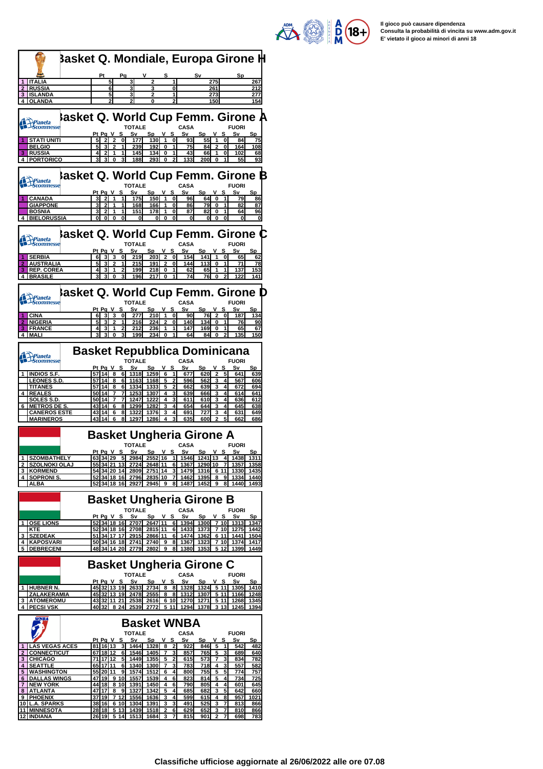Il gioco può causare dipendenza
Consulta la probabilità di vincita su www.adm.gov.it
E' vietato il gioco ai minori di anni 18

## Basket Q. Mondiale, Europa Girone H

| | | Pt | Pg | V | S | Sv | Sp |
|---|---|---|---|---|---|---|---|
| 1 | ITALIA | 5 | 3 | 2 | 1 | 275 | 267 |
| 2 | RUSSIA | 6 | 3 | 3 | 0 | 261 | 212 |
| 3 | ISLANDA | 5 | 3 | 2 | 1 | 273 | 277 |
| 4 | OLANDA | 2 | 2 | 0 | 2 | 150 | 154 |

## Basket Q. World Cup Femm. Girone A

| | | TOTALE | | | | | | CASA | | | | FUORI | | | |
|---|---|---|---|---|---|---|---|---|---|---|---|---|---|---|---|
| | | Pt | Pg | V | S | Sv | Sp | V | S | Sv | Sp | V | S | Sv | Sp |
| 1 | STATI UNITI | 5 | 2 | 2 | 0 | 177 | 130 | 1 | 0 | 93 | 55 | 1 | 0 | 84 | 75 |
| | BELGIO | 5 | 3 | 2 | 1 | 239 | 192 | 0 | 1 | 75 | 84 | 2 | 0 | 164 | 108 |
| 3 | RUSSIA | 4 | 2 | 1 | 1 | 145 | 134 | 0 | 1 | 43 | 66 | 1 | 0 | 102 | 68 |
| 4 | PORTORICO | 3 | 3 | 0 | 3 | 188 | 293 | 0 | 2 | 133 | 200 | 0 | 1 | 55 | 93 |

## Basket Q. World Cup Femm. Girone B

| | | TOTALE | | | | | | CASA | | | | FUORI | | | |
|---|---|---|---|---|---|---|---|---|---|---|---|---|---|---|---|
| | | Pt | Pg | V | S | Sv | Sp | V | S | Sv | Sp | V | S | Sv | Sp |
| 1 | CANADA | 3 | 2 | 1 | 1 | 175 | 150 | 1 | 0 | 96 | 64 | 0 | 1 | 79 | 86 |
| | GIAPPONE | 3 | 2 | 1 | 1 | 168 | 166 | 1 | 0 | 86 | 79 | 0 | 1 | 82 | 87 |
| | BOSNIA | 3 | 2 | 1 | 1 | 151 | 178 | 1 | 0 | 87 | 82 | 0 | 1 | 64 | 96 |
| 4 | BIELORUSSIA | 0 | 0 | 0 | 0 | 0 | 0 | 0 | 0 | 0 | 0 | 0 | 0 | 0 | 0 |

## Basket Q. World Cup Femm. Girone C

| | | TOTALE | | | | | | CASA | | | | FUORI | | | |
|---|---|---|---|---|---|---|---|---|---|---|---|---|---|---|---|
| | | Pt | Pg | V | S | Sv | Sp | V | S | Sv | Sp | V | S | Sv | Sp |
| 1 | SERBIA | 6 | 3 | 3 | 0 | 219 | 203 | 2 | 0 | 154 | 141 | 1 | 0 | 65 | 62 |
| 2 | AUSTRALIA | 5 | 3 | 2 | 1 | 215 | 191 | 2 | 0 | 144 | 113 | 0 | 1 | 71 | 78 |
| 3 | REP. COREA | 4 | 3 | 1 | 2 | 199 | 218 | 0 | 1 | 62 | 65 | 1 | 1 | 137 | 153 |
| 4 | BRASILE | 3 | 3 | 0 | 3 | 196 | 217 | 0 | 1 | 74 | 76 | 0 | 2 | 122 | 141 |

## Basket Q. World Cup Femm. Girone D

| | | TOTALE | | | | | | CASA | | | | FUORI | | | |
|---|---|---|---|---|---|---|---|---|---|---|---|---|---|---|---|
| | | Pt | Pg | V | S | Sv | Sp | V | S | Sv | Sp | V | S | Sv | Sp |
| 1 | CINA | 6 | 3 | 3 | 0 | 277 | 210 | 1 | 0 | 90 | 76 | 2 | 0 | 187 | 134 |
| 2 | NIGERIA | 5 | 3 | 2 | 1 | 216 | 224 | 2 | 0 | 140 | 134 | 0 | 1 | 76 | 90 |
| 3 | FRANCE | 4 | 3 | 1 | 2 | 212 | 236 | 1 | 1 | 147 | 169 | 0 | 1 | 65 | 67 |
| 4 | MALI | 3 | 3 | 0 | 3 | 199 | 234 | 0 | 1 | 64 | 84 | 0 | 2 | 135 | 150 |

## Basket Repubblica Dominicana

| | | TOTALE | | | | | | CASA | | | | FUORI | | | |
|---|---|---|---|---|---|---|---|---|---|---|---|---|---|---|---|
| | | Pt | Pg | V | S | Sv | Sp | V | S | Sv | Sp | V | S | Sv | Sp |
| 1 | INDIOS S.F. | 57 | 14 | 8 | 6 | 1318 | 1259 | 6 | 1 | 677 | 620 | 2 | 5 | 641 | 639 |
| | LEONES S.D. | 57 | 14 | 8 | 6 | 1163 | 1168 | 5 | 2 | 596 | 562 | 3 | 4 | 567 | 606 |
| | TITANES | 57 | 14 | 8 | 6 | 1334 | 1333 | 5 | 2 | 662 | 639 | 3 | 4 | 672 | 694 |
| 4 | REALES | 50 | 14 | 7 | 7 | 1253 | 1307 | 4 | 3 | 639 | 666 | 3 | 4 | 614 | 641 |
| | SOLES S.D. | 50 | 14 | 7 | 7 | 1247 | 1222 | 4 | 3 | 611 | 610 | 3 | 4 | 636 | 612 |
| 6 | METROS DE S. | 43 | 14 | 6 | 8 | 1299 | 1282 | 3 | 4 | 654 | 644 | 3 | 4 | 645 | 638 |
| | CANEROS ESTE | 43 | 14 | 6 | 8 | 1322 | 1376 | 3 | 4 | 691 | 727 | 3 | 4 | 631 | 649 |
| | MARINEROS | 43 | 14 | 6 | 8 | 1297 | 1286 | 4 | 3 | 635 | 600 | 2 | 5 | 662 | 686 |

## Basket Ungheria Girone A

| | | TOTALE | | | | | | CASA | | | | FUORI | | | |
|---|---|---|---|---|---|---|---|---|---|---|---|---|---|---|---|
| | | Pt | Pg | V | S | Sv | Sp | V | S | Sv | Sp | V | S | Sv | Sp |
| 1 | SZOMBATHELY | 63 | 34 | 29 | 5 | 2984 | 2552 | 16 | 1 | 1546 | 1241 | 13 | 4 | 1438 | 1311 |
| 2 | SZOLNOKI OLAJ | 55 | 34 | 21 | 13 | 2724 | 2648 | 11 | 6 | 1367 | 1290 | 10 | 7 | 1357 | 1358 |
| 3 | KORMEND | 54 | 34 | 20 | 14 | 2809 | 2751 | 14 | 3 | 1479 | 1316 | 6 | 11 | 1330 | 1435 |
| 4 | SOPRONI S. | 52 | 34 | 18 | 16 | 2796 | 2835 | 10 | 7 | 1462 | 1395 | 8 | 9 | 1334 | 1440 |
| | ALBA | 52 | 34 | 18 | 16 | 2927 | 2945 | 9 | 8 | 1487 | 1452 | 9 | 8 | 1440 | 1493 |

## Basket Ungheria Girone B

| | | TOTALE | | | | | | CASA | | | | FUORI | | | |
|---|---|---|---|---|---|---|---|---|---|---|---|---|---|---|---|
| | | Pt | Pg | V | S | Sv | Sp | V | S | Sv | Sp | V | S | Sv | Sp |
| 1 | OSE LIONS | 52 | 34 | 18 | 16 | 2707 | 2647 | 11 | 6 | 1394 | 1300 | 7 | 10 | 1313 | 1347 |
| | KTE | 52 | 34 | 18 | 16 | 2708 | 2815 | 11 | 6 | 1433 | 1373 | 7 | 10 | 1275 | 1442 |
| 3 | SZEDEAK | 51 | 34 | 17 | 17 | 2915 | 2866 | 11 | 6 | 1474 | 1362 | 6 | 11 | 1441 | 1504 |
| 4 | KAPOSVARI | 50 | 34 | 16 | 18 | 2741 | 2740 | 9 | 8 | 1367 | 1323 | 7 | 10 | 1374 | 1417 |
| 5 | DEBRECENI | 48 | 34 | 14 | 20 | 2779 | 2802 | 9 | 8 | 1380 | 1353 | 5 | 12 | 1399 | 1449 |

## Basket Ungheria Girone C

| | | TOTALE | | | | | | CASA | | | | FUORI | | | |
|---|---|---|---|---|---|---|---|---|---|---|---|---|---|---|---|
| | | Pt | Pg | V | S | Sv | Sp | V | S | Sv | Sp | V | S | Sv | Sp |
| 1 | HUBNER N. | 45 | 32 | 13 | 19 | 2633 | 2734 | 8 | 8 | 1328 | 1324 | 5 | 11 | 1305 | 1410 |
| | ZALAKERAMIA | 45 | 32 | 13 | 19 | 2478 | 2555 | 8 | 8 | 1312 | 1307 | 5 | 11 | 1166 | 1248 |
| 3 | ATOMEROMU | 43 | 32 | 11 | 21 | 2538 | 2616 | 6 | 10 | 1270 | 1271 | 5 | 11 | 1268 | 1345 |
| 4 | PECSI VSK | 40 | 32 | 8 | 24 | 2539 | 2772 | 5 | 11 | 1294 | 1378 | 3 | 13 | 1245 | 1394 |

## Basket WNBA

| | | TOTALE | | | | | | CASA | | | | FUORI | | | |
|---|---|---|---|---|---|---|---|---|---|---|---|---|---|---|---|
| | | Pt | Pg | V | S | Sv | Sp | V | S | Sv | Sp | V | S | Sv | Sp |
| 1 | LAS VEGAS ACES | 81 | 16 | 13 | 3 | 1464 | 1328 | 8 | 2 | 922 | 846 | 5 | 1 | 542 | 482 |
| 2 | CONNECTICUT | 67 | 18 | 12 | 6 | 1546 | 1405 | 7 | 3 | 857 | 765 | 5 | 3 | 689 | 640 |
| 3 | CHICAGO | 71 | 17 | 12 | 5 | 1449 | 1355 | 5 | 2 | 615 | 573 | 7 | 3 | 834 | 782 |
| 4 | SEATTLE | 65 | 17 | 11 | 6 | 1340 | 1300 | 7 | 3 | 783 | 718 | 4 | 3 | 557 | 582 |
| 5 | WASHINGTON | 55 | 20 | 11 | 9 | 1574 | 1512 | 6 | 4 | 800 | 755 | 5 | 5 | 774 | 757 |
| 6 | DALLAS WINGS | 47 | 19 | 9 | 10 | 1557 | 1539 | 4 | 6 | 823 | 814 | 5 | 4 | 734 | 725 |
| 7 | NEW YORK | 44 | 18 | 8 | 10 | 1391 | 1450 | 4 | 6 | 790 | 805 | 4 | 4 | 601 | 645 |
| 8 | ATLANTA | 47 | 17 | 8 | 9 | 1327 | 1342 | 5 | 4 | 685 | 682 | 3 | 5 | 642 | 660 |
| 9 | PHOENIX | 37 | 19 | 7 | 12 | 1556 | 1636 | 3 | 4 | 599 | 615 | 4 | 8 | 957 | 1021 |
| 10 | L.A. SPARKS | 38 | 16 | 6 | 10 | 1304 | 1391 | 3 | 3 | 491 | 525 | 3 | 7 | 813 | 866 |
| 11 | MINNESOTA | 28 | 18 | 5 | 13 | 1439 | 1518 | 2 | 6 | 629 | 652 | 3 | 7 | 810 | 866 |
| 12 | INDIANA | 26 | 19 | 5 | 14 | 1513 | 1684 | 3 | 7 | 815 | 901 | 2 | 7 | 698 | 783 |

**Classifiche ufficiose aggiornate al 26/06/2022 alle ore 07.08**